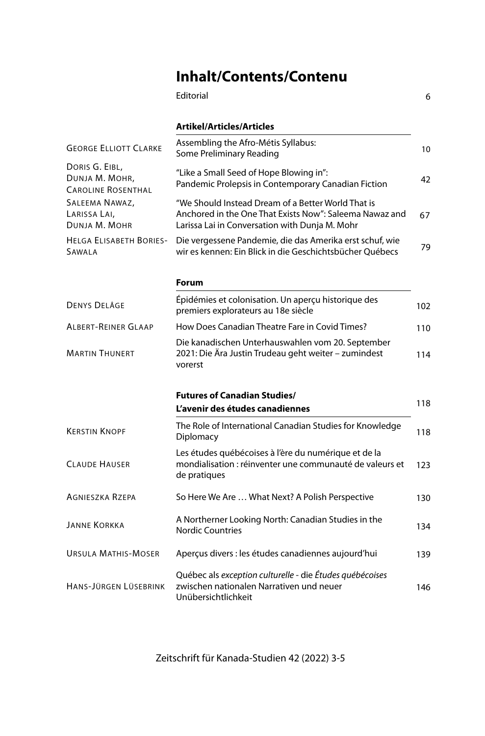# Inhalt/Contents/Contenu

| | | |
|---|---|---|
| | Editorial | 6 |
| | **Artikel/Articles/Articles** | |
| George Elliott Clarke | Assembling the Afro-Métis Syllabus: Some Preliminary Reading | 10 |
| Doris G. Eibl, Dunja M. Mohr, Caroline Rosenthal | "Like a Small Seed of Hope Blowing in": Pandemic Prolepsis in Contemporary Canadian Fiction | 42 |
| Saleema Nawaz, Larissa Lai, Dunja M. Mohr | "We Should Instead Dream of a Better World That is Anchored in the One That Exists Now": Saleema Nawaz and Larissa Lai in Conversation with Dunja M. Mohr | 67 |
| Helga Elisabeth Bories-Sawala | Die vergessene Pandemie, die das Amerika erst schuf, wie wir es kennen: Ein Blick in die Geschichtsbücher Québecs | 79 |
| | **Forum** | |
| Denys Delâge | Épidémies et colonisation. Un aperçu historique des premiers explorateurs au 18e siècle | 102 |
| Albert-Reiner Glaap | How Does Canadian Theatre Fare in Covid Times? | 110 |
| Martin Thunert | Die kanadischen Unterhauswahlen vom 20. September 2021: Die Ära Justin Trudeau geht weiter – zumindest vorerst | 114 |
| | **Futures of Canadian Studies/ L'avenir des études canadiennes** | 118 |
| Kerstin Knopf | The Role of International Canadian Studies for Knowledge Diplomacy | 118 |
| Claude Hauser | Les études québécoises à l'ère du numérique et de la mondialisation : réinventer une communauté de valeurs et de pratiques | 123 |
| Agnieszka Rzepa | So Here We Are … What Next? A Polish Perspective | 130 |
| Janne Korkka | A Northerner Looking North: Canadian Studies in the Nordic Countries | 134 |
| Ursula Mathis-Moser | Aperçus divers : les études canadiennes aujourd'hui | 139 |
| Hans-Jürgen Lüsebrink | Québec als *exception culturelle* - die *Études québécoises* zwischen nationalen Narrativen und neuer Unübersichtlichkeit | 146 |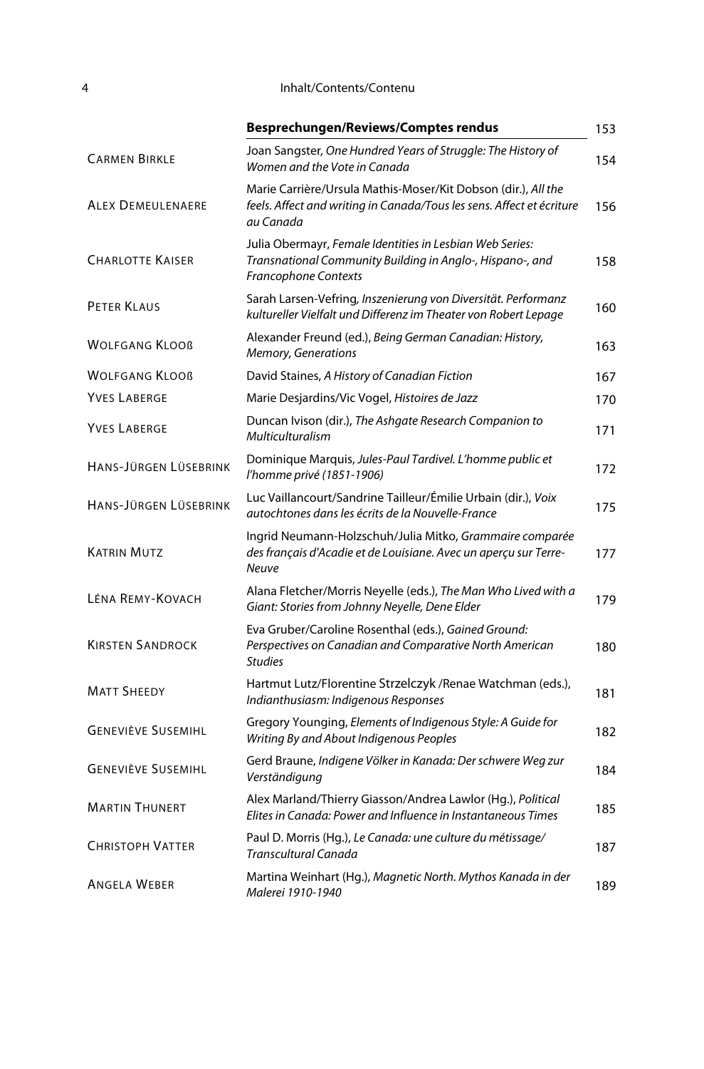| | **Besprechungen/Reviews/Comptes rendus** | 153 |
|---|---|---|
| CARMEN BIRKLE | Joan Sangster, *One Hundred Years of Struggle: The History of Women and the Vote in Canada* | 154 |
| ALEX DEMEULENAERE | Marie Carrière/Ursula Mathis-Moser/Kit Dobson (dir.), *All the feels. Affect and writing in Canada/Tous les sens. Affect et écriture au Canada* | 156 |
| CHARLOTTE KAISER | Julia Obermayr, *Female Identities in Lesbian Web Series: Transnational Community Building in Anglo-, Hispano-, and Francophone Contexts* | 158 |
| PETER KLAUS | Sarah Larsen-Vefring, *Inszenierung von Diversität. Performanz kultureller Vielfalt und Differenz im Theater von Robert Lepage* | 160 |
| WOLFGANG KLOOß | Alexander Freund (ed.), *Being German Canadian: History, Memory, Generations* | 163 |
| WOLFGANG KLOOß | David Staines, *A History of Canadian Fiction* | 167 |
| YVES LABERGE | Marie Desjardins/Vic Vogel, *Histoires de Jazz* | 170 |
| YVES LABERGE | Duncan Ivison (dir.), *The Ashgate Research Companion to Multiculturalism* | 171 |
| HANS-JÜRGEN LÜSEBRINK | Dominique Marquis, *Jules-Paul Tardivel. L'homme public et l'homme privé (1851-1906)* | 172 |
| HANS-JÜRGEN LÜSEBRINK | Luc Vaillancourt/Sandrine Tailleur/Émilie Urbain (dir.), *Voix autochtones dans les écrits de la Nouvelle-France* | 175 |
| KATRIN MUTZ | Ingrid Neumann-Holzschuh/Julia Mitko, *Grammaire comparée des français d'Acadie et de Louisiane. Avec un aperçu sur Terre-Neuve* | 177 |
| LÉNA REMY-KOVACH | Alana Fletcher/Morris Neyelle (eds.), *The Man Who Lived with a Giant: Stories from Johnny Neyelle, Dene Elder* | 179 |
| KIRSTEN SANDROCK | Eva Gruber/Caroline Rosenthal (eds.), *Gained Ground: Perspectives on Canadian and Comparative North American Studies* | 180 |
| MATT SHEEDY | Hartmut Lutz/Florentine Strzelczyk /Renae Watchman (eds.), *Indianthusiasm: Indigenous Responses* | 181 |
| GENEVIÈVE SUSEMIHL | Gregory Younging, *Elements of Indigenous Style: A Guide for Writing By and About Indigenous Peoples* | 182 |
| GENEVIÈVE SUSEMIHL | Gerd Braune, *Indigene Völker in Kanada: Der schwere Weg zur Verständigung* | 184 |
| MARTIN THUNERT | Alex Marland/Thierry Giasson/Andrea Lawlor (Hg.), *Political Elites in Canada: Power and Influence in Instantaneous Times* | 185 |
| CHRISTOPH VATTER | Paul D. Morris (Hg.), *Le Canada: une culture du métissage/ Transcultural Canada* | 187 |
| ANGELA WEBER | Martina Weinhart (Hg.), *Magnetic North. Mythos Kanada in der Malerei 1910-1940* | 189 |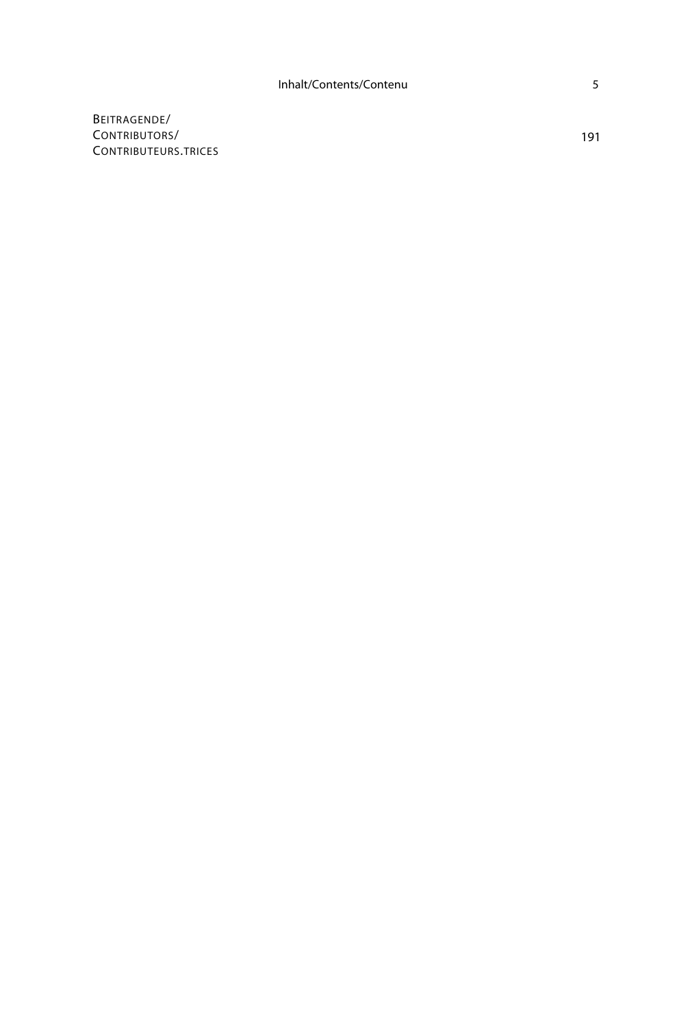BEITRAGENDE/
CONTRIBUTORS/
CONTRIBUTEURS.TRICES 191